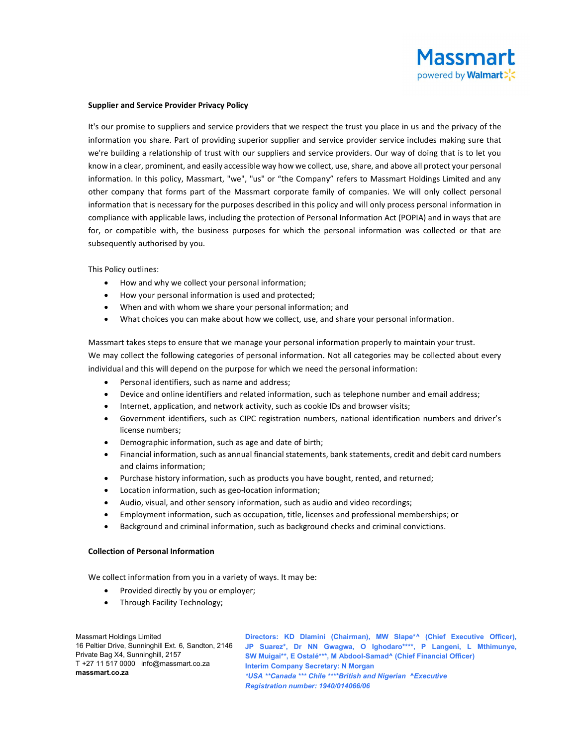**Supplier and Service Provider Privacy Policy**

It's our promise to suppliers and service providers that we respect the trust you place in us and the privacy of the information you share. Part of providing superior supplier and service provider service includes making sure that we're building a relationship of trust with our suppliers and service providers. Our way of doing that is to let you know in a clear, prominent, and easily accessible way how we collect, use, share, and above all protect your personal information. In this policy, Massmart, "we", "us" or “the Company” refers to Massmart Holdings Limited and any other company that forms part of the Massmart corporate family of companies. We will only collect personal information that is necessary for the purposes described in this policy and will only process personal information in compliance with applicable laws, including the protection of Personal Information Act (POPIA) and in ways that are for, or compatible with, the business purposes for which the personal information was collected or that are subsequently authorised by you.

This Policy outlines:

- How and why we collect your personal information;
- How your personal information is used and protected;
- When and with whom we share your personal information; and
- What choices you can make about how we collect, use, and share your personal information.

Massmart takes steps to ensure that we manage your personal information properly to maintain your trust.
We may collect the following categories of personal information. Not all categories may be collected about every individual and this will depend on the purpose for which we need the personal information:

- Personal identifiers, such as name and address;
- Device and online identifiers and related information, such as telephone number and email address;
- Internet, application, and network activity, such as cookie IDs and browser visits;
- Government identifiers, such as CIPC registration numbers, national identification numbers and driver’s license numbers;
- Demographic information, such as age and date of birth;
- Financial information, such as annual financial statements, bank statements, credit and debit card numbers and claims information;
- Purchase history information, such as products you have bought, rented, and returned;
- Location information, such as geo-location information;
- Audio, visual, and other sensory information, such as audio and video recordings;
- Employment information, such as occupation, title, licenses and professional memberships; or
- Background and criminal information, such as background checks and criminal convictions.

**Collection of Personal Information**

We collect information from you in a variety of ways. It may be:

- Provided directly by you or employer;
- Through Facility Technology;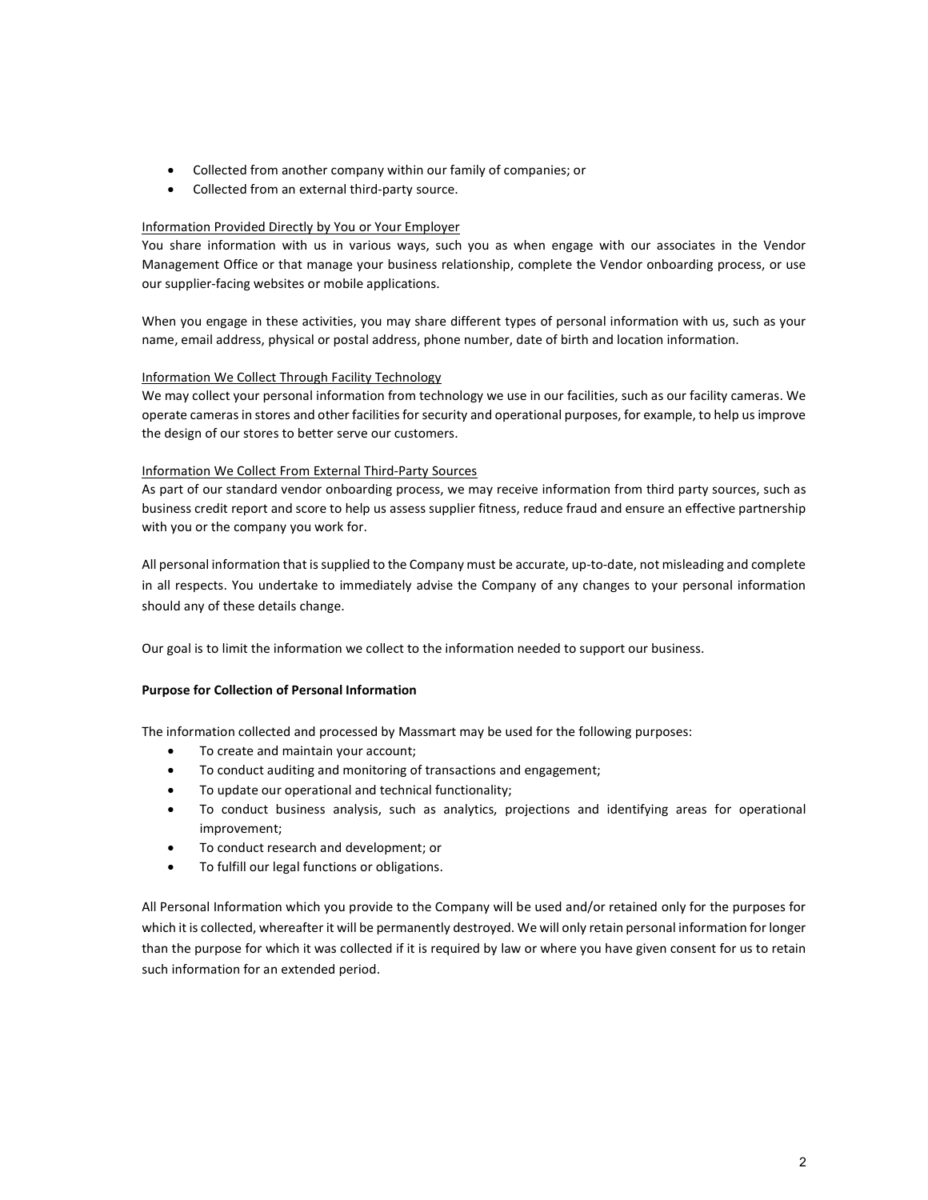- Collected from another company within our family of companies; or
- Collected from an external third-party source.

Information Provided Directly by You or Your Employer

You share information with us in various ways, such you as when engage with our associates in the Vendor Management Office or that manage your business relationship, complete the Vendor onboarding process, or use our supplier-facing websites or mobile applications.

When you engage in these activities, you may share different types of personal information with us, such as your name, email address, physical or postal address, phone number, date of birth and location information.

Information We Collect Through Facility Technology

We may collect your personal information from technology we use in our facilities, such as our facility cameras. We operate cameras in stores and other facilities for security and operational purposes, for example, to help us improve the design of our stores to better serve our customers.

Information We Collect From External Third-Party Sources

As part of our standard vendor onboarding process, we may receive information from third party sources, such as business credit report and score to help us assess supplier fitness, reduce fraud and ensure an effective partnership with you or the company you work for.

All personal information that is supplied to the Company must be accurate, up-to-date, not misleading and complete in all respects. You undertake to immediately advise the Company of any changes to your personal information should any of these details change.

Our goal is to limit the information we collect to the information needed to support our business.

**Purpose for Collection of Personal Information**

The information collected and processed by Massmart may be used for the following purposes:

- To create and maintain your account;
- To conduct auditing and monitoring of transactions and engagement;
- To update our operational and technical functionality;
- To conduct business analysis, such as analytics, projections and identifying areas for operational improvement;
- To conduct research and development; or
- To fulfill our legal functions or obligations.

All Personal Information which you provide to the Company will be used and/or retained only for the purposes for which it is collected, whereafter it will be permanently destroyed. We will only retain personal information for longer than the purpose for which it was collected if it is required by law or where you have given consent for us to retain such information for an extended period.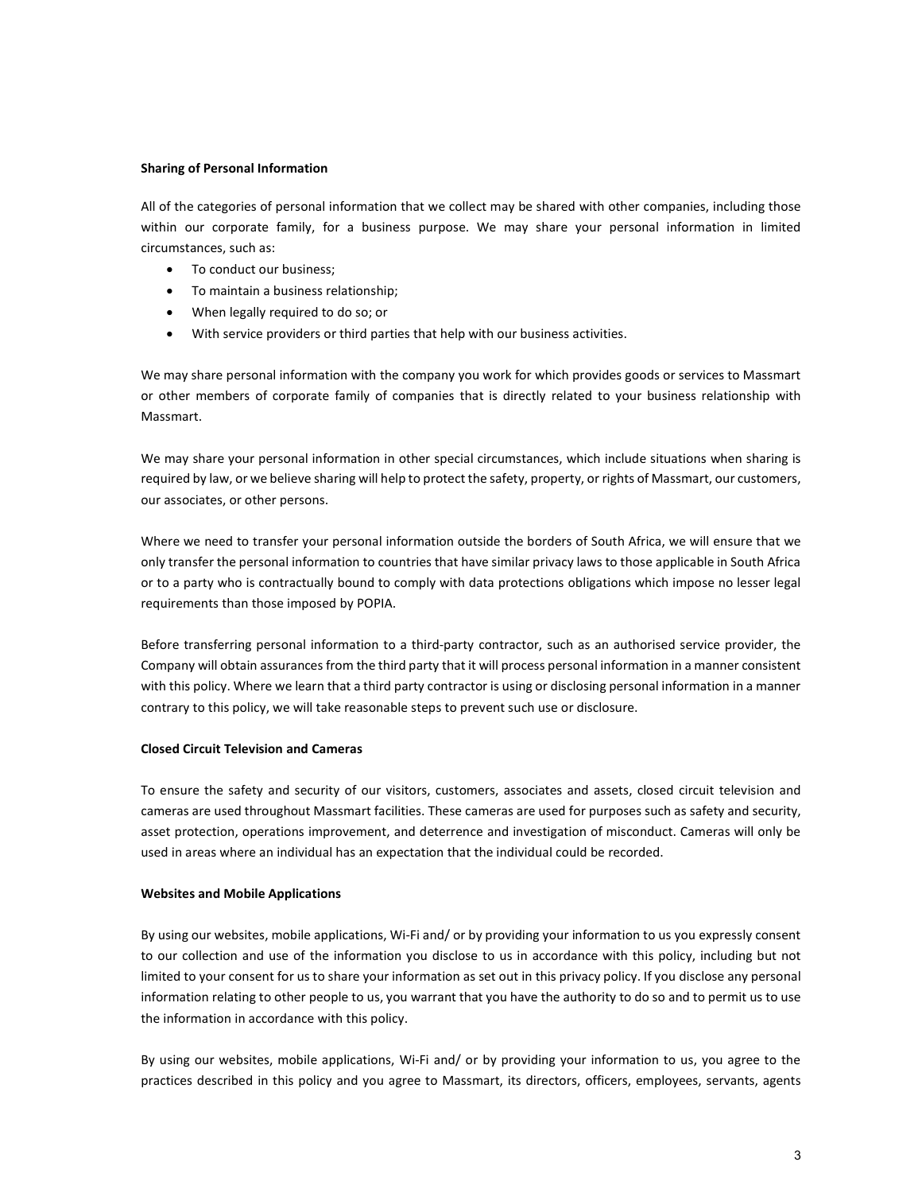**Sharing of Personal Information**

All of the categories of personal information that we collect may be shared with other companies, including those within our corporate family, for a business purpose. We may share your personal information in limited circumstances, such as:

- To conduct our business;
- To maintain a business relationship;
- When legally required to do so; or
- With service providers or third parties that help with our business activities.

We may share personal information with the company you work for which provides goods or services to Massmart or other members of corporate family of companies that is directly related to your business relationship with Massmart.

We may share your personal information in other special circumstances, which include situations when sharing is required by law, or we believe sharing will help to protect the safety, property, or rights of Massmart, our customers, our associates, or other persons.

Where we need to transfer your personal information outside the borders of South Africa, we will ensure that we only transfer the personal information to countries that have similar privacy laws to those applicable in South Africa or to a party who is contractually bound to comply with data protections obligations which impose no lesser legal requirements than those imposed by POPIA.

Before transferring personal information to a third-party contractor, such as an authorised service provider, the Company will obtain assurances from the third party that it will process personal information in a manner consistent with this policy. Where we learn that a third party contractor is using or disclosing personal information in a manner contrary to this policy, we will take reasonable steps to prevent such use or disclosure.

**Closed Circuit Television and Cameras**

To ensure the safety and security of our visitors, customers, associates and assets, closed circuit television and cameras are used throughout Massmart facilities. These cameras are used for purposes such as safety and security, asset protection, operations improvement, and deterrence and investigation of misconduct. Cameras will only be used in areas where an individual has an expectation that the individual could be recorded.

**Websites and Mobile Applications**

By using our websites, mobile applications, Wi-Fi and/ or by providing your information to us you expressly consent to our collection and use of the information you disclose to us in accordance with this policy, including but not limited to your consent for us to share your information as set out in this privacy policy. If you disclose any personal information relating to other people to us, you warrant that you have the authority to do so and to permit us to use the information in accordance with this policy.

By using our websites, mobile applications, Wi-Fi and/ or by providing your information to us, you agree to the practices described in this policy and you agree to Massmart, its directors, officers, employees, servants, agents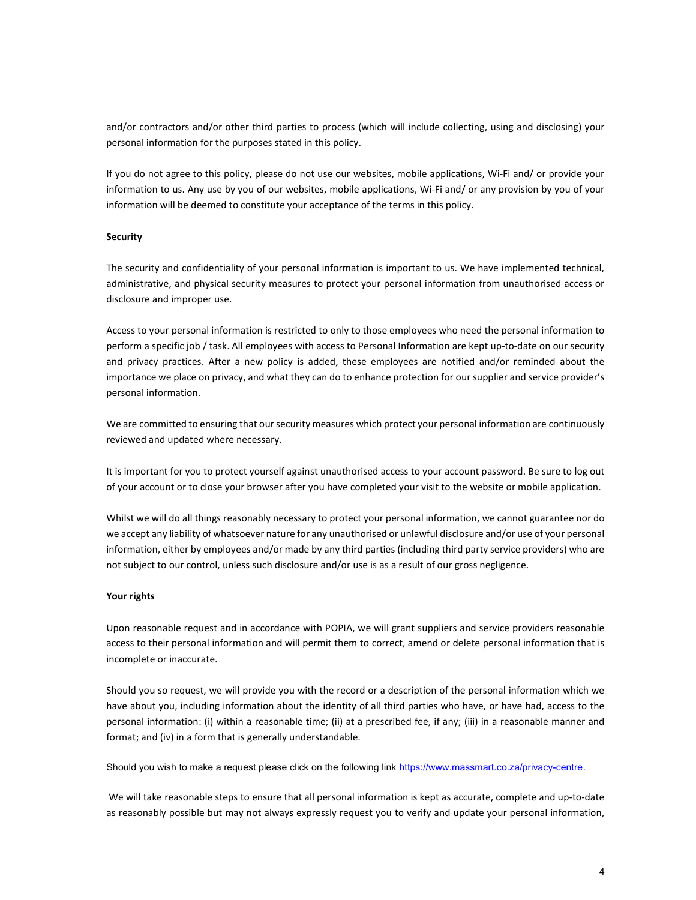and/or contractors and/or other third parties to process (which will include collecting, using and disclosing) your personal information for the purposes stated in this policy.

If you do not agree to this policy, please do not use our websites, mobile applications, Wi-Fi and/ or provide your information to us. Any use by you of our websites, mobile applications, Wi-Fi and/ or any provision by you of your information will be deemed to constitute your acceptance of the terms in this policy.

**Security**

The security and confidentiality of your personal information is important to us. We have implemented technical, administrative, and physical security measures to protect your personal information from unauthorised access or disclosure and improper use.

Access to your personal information is restricted to only to those employees who need the personal information to perform a specific job / task. All employees with access to Personal Information are kept up-to-date on our security and privacy practices. After a new policy is added, these employees are notified and/or reminded about the importance we place on privacy, and what they can do to enhance protection for our supplier and service provider's personal information.

We are committed to ensuring that our security measures which protect your personal information are continuously reviewed and updated where necessary.

It is important for you to protect yourself against unauthorised access to your account password. Be sure to log out of your account or to close your browser after you have completed your visit to the website or mobile application.

Whilst we will do all things reasonably necessary to protect your personal information, we cannot guarantee nor do we accept any liability of whatsoever nature for any unauthorised or unlawful disclosure and/or use of your personal information, either by employees and/or made by any third parties (including third party service providers) who are not subject to our control, unless such disclosure and/or use is as a result of our gross negligence.

**Your rights**

Upon reasonable request and in accordance with POPIA, we will grant suppliers and service providers reasonable access to their personal information and will permit them to correct, amend or delete personal information that is incomplete or inaccurate.

Should you so request, we will provide you with the record or a description of the personal information which we have about you, including information about the identity of all third parties who have, or have had, access to the personal information: (i) within a reasonable time; (ii) at a prescribed fee, if any; (iii) in a reasonable manner and format; and (iv) in a form that is generally understandable.

Should you wish to make a request please click on the following link https://www.massmart.co.za/privacy-centre.

We will take reasonable steps to ensure that all personal information is kept as accurate, complete and up-to-date as reasonably possible but may not always expressly request you to verify and update your personal information,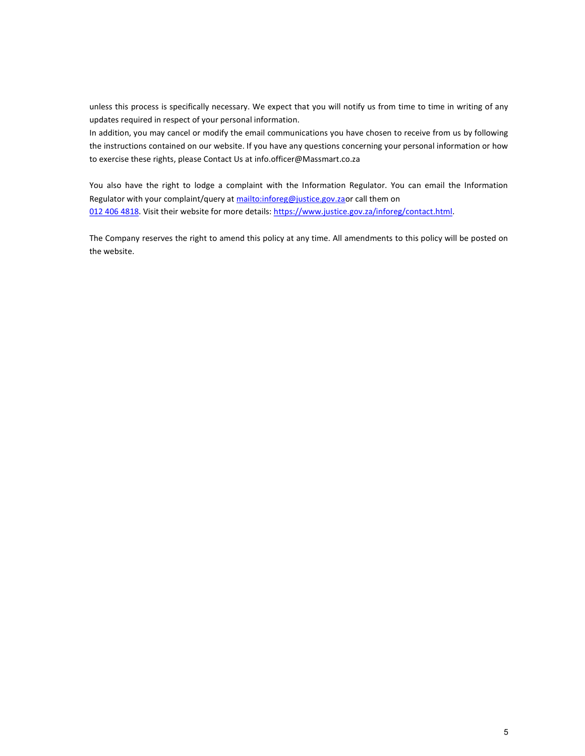unless this process is specifically necessary. We expect that you will notify us from time to time in writing of any updates required in respect of your personal information.

In addition, you may cancel or modify the email communications you have chosen to receive from us by following the instructions contained on our website. If you have any questions concerning your personal information or how to exercise these rights, please Contact Us at info.officer@Massmart.co.za

You also have the right to lodge a complaint with the Information Regulator. You can email the Information Regulator with your complaint/query at mailto:inforeg@justice.gov.zaor call them on 012 406 4818. Visit their website for more details: https://www.justice.gov.za/inforeg/contact.html.

The Company reserves the right to amend this policy at any time. All amendments to this policy will be posted on the website.